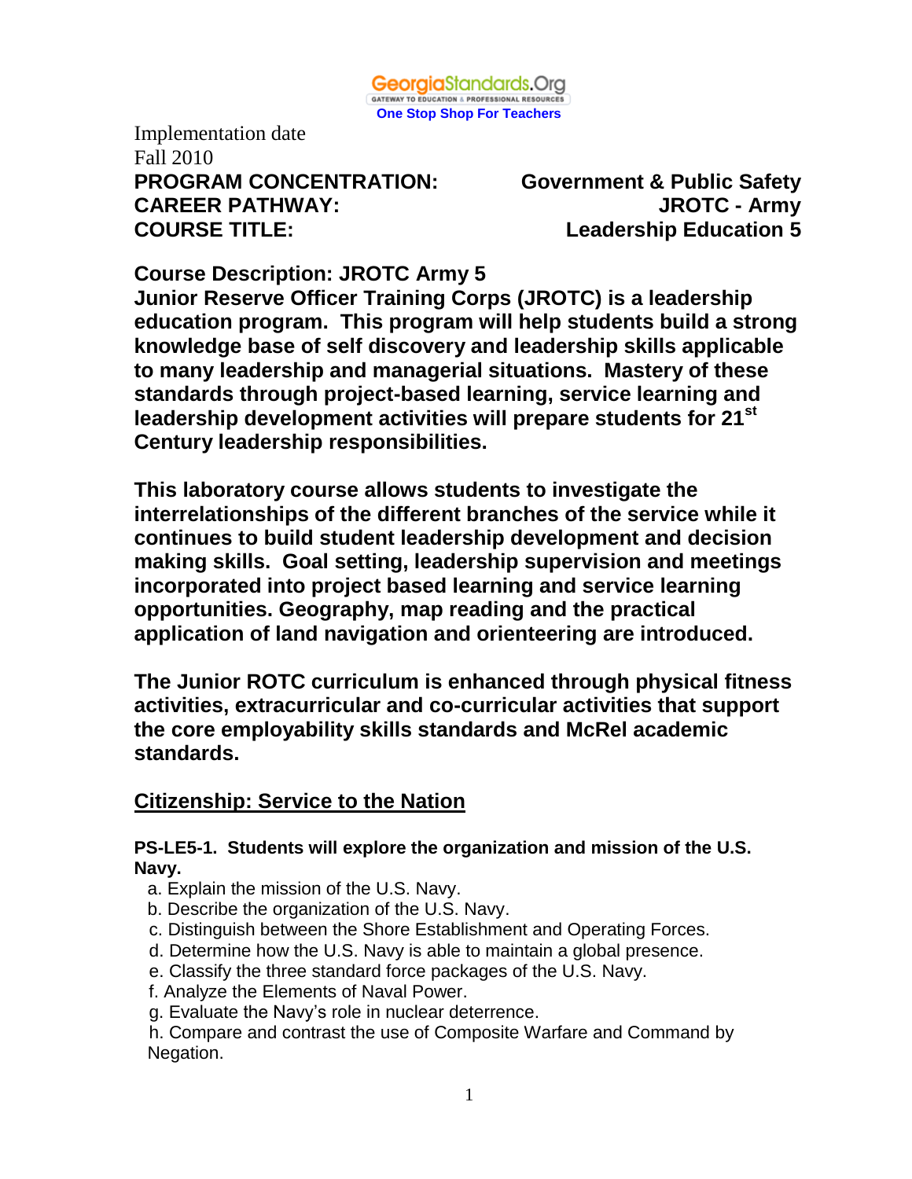GeorgiaStandards.Org
GATEWAY TO EDUCATION & PROFESSIONAL RESOURCES
**One Stop Shop For Teachers**

Implementation date
Fall 2010

**PROGRAM CONCENTRATION:** **Government & Public Safety**
**CAREER PATHWAY:** **JROTC - Army**
**COURSE TITLE:** **Leadership Education 5**

**Course Description: JROTC Army 5**
**Junior Reserve Officer Training Corps (JROTC) is a leadership education program. This program will help students build a strong knowledge base of self discovery and leadership skills applicable to many leadership and managerial situations. Mastery of these standards through project-based learning, service learning and leadership development activities will prepare students for 21st Century leadership responsibilities.**

**This laboratory course allows students to investigate the interrelationships of the different branches of the service while it continues to build student leadership development and decision making skills. Goal setting, leadership supervision and meetings incorporated into project based learning and service learning opportunities. Geography, map reading and the practical application of land navigation and orienteering are introduced.**

**The Junior ROTC curriculum is enhanced through physical fitness activities, extracurricular and co-curricular activities that support the core employability skills standards and McRel academic standards.**

## Citizenship: Service to the Nation

**PS-LE5-1. Students will explore the organization and mission of the U.S. Navy.**

a. Explain the mission of the U.S. Navy.
b. Describe the organization of the U.S. Navy.
c. Distinguish between the Shore Establishment and Operating Forces.
d. Determine how the U.S. Navy is able to maintain a global presence.
e. Classify the three standard force packages of the U.S. Navy.
f. Analyze the Elements of Naval Power.
g. Evaluate the Navy's role in nuclear deterrence.
h. Compare and contrast the use of Composite Warfare and Command by Negation.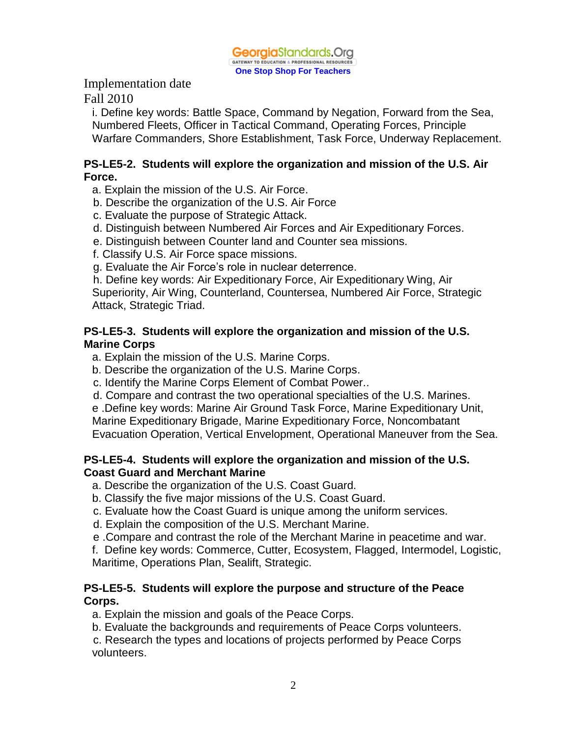Implementation date
Fall 2010

i. Define key words: Battle Space, Command by Negation, Forward from the Sea, Numbered Fleets, Officer in Tactical Command, Operating Forces, Principle Warfare Commanders, Shore Establishment, Task Force, Underway Replacement.

**PS-LE5-2. Students will explore the organization and mission of the U.S. Air Force.**

a. Explain the mission of the U.S. Air Force.
b. Describe the organization of the U.S. Air Force
c. Evaluate the purpose of Strategic Attack.
d. Distinguish between Numbered Air Forces and Air Expeditionary Forces.
e. Distinguish between Counter land and Counter sea missions.
f. Classify U.S. Air Force space missions.
g. Evaluate the Air Force's role in nuclear deterrence.
h. Define key words: Air Expeditionary Force, Air Expeditionary Wing, Air Superiority, Air Wing, Counterland, Countersea, Numbered Air Force, Strategic Attack, Strategic Triad.

**PS-LE5-3. Students will explore the organization and mission of the U.S. Marine Corps**

a. Explain the mission of the U.S. Marine Corps.
b. Describe the organization of the U.S. Marine Corps.
c. Identify the Marine Corps Element of Combat Power..
d. Compare and contrast the two operational specialties of the U.S. Marines.
e .Define key words: Marine Air Ground Task Force, Marine Expeditionary Unit, Marine Expeditionary Brigade, Marine Expeditionary Force, Noncombatant Evacuation Operation, Vertical Envelopment, Operational Maneuver from the Sea.

**PS-LE5-4. Students will explore the organization and mission of the U.S. Coast Guard and Merchant Marine**

a. Describe the organization of the U.S. Coast Guard.
b. Classify the five major missions of the U.S. Coast Guard.
c. Evaluate how the Coast Guard is unique among the uniform services.
d. Explain the composition of the U.S. Merchant Marine.
e .Compare and contrast the role of the Merchant Marine in peacetime and war.
f. Define key words: Commerce, Cutter, Ecosystem, Flagged, Intermodel, Logistic, Maritime, Operations Plan, Sealift, Strategic.

**PS-LE5-5. Students will explore the purpose and structure of the Peace Corps.**

a. Explain the mission and goals of the Peace Corps.
b. Evaluate the backgrounds and requirements of Peace Corps volunteers.
c. Research the types and locations of projects performed by Peace Corps volunteers.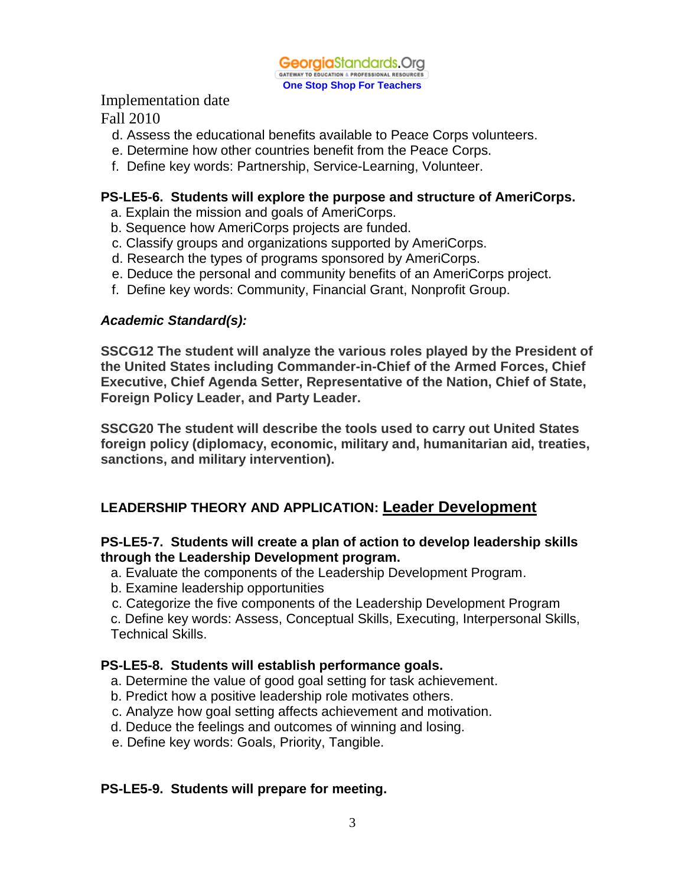Implementation date
Fall 2010

d. Assess the educational benefits available to Peace Corps volunteers.
e. Determine how other countries benefit from the Peace Corps.
f. Define key words: Partnership, Service-Learning, Volunteer.

**PS-LE5-6. Students will explore the purpose and structure of AmeriCorps.**

a. Explain the mission and goals of AmeriCorps.
b. Sequence how AmeriCorps projects are funded.
c. Classify groups and organizations supported by AmeriCorps.
d. Research the types of programs sponsored by AmeriCorps.
e. Deduce the personal and community benefits of an AmeriCorps project.
f. Define key words: Community, Financial Grant, Nonprofit Group.

***Academic Standard(s):***

**SSCG12 The student will analyze the various roles played by the President of the United States including Commander-in-Chief of the Armed Forces, Chief Executive, Chief Agenda Setter, Representative of the Nation, Chief of State, Foreign Policy Leader, and Party Leader.**

**SSCG20 The student will describe the tools used to carry out United States foreign policy (diplomacy, economic, military and, humanitarian aid, treaties, sanctions, and military intervention).**

## LEADERSHIP THEORY AND APPLICATION: Leader Development

**PS-LE5-7. Students will create a plan of action to develop leadership skills through the Leadership Development program.**

a. Evaluate the components of the Leadership Development Program.
b. Examine leadership opportunities
c. Categorize the five components of the Leadership Development Program
c. Define key words: Assess, Conceptual Skills, Executing, Interpersonal Skills, Technical Skills.

**PS-LE5-8. Students will establish performance goals.**

a. Determine the value of good goal setting for task achievement.
b. Predict how a positive leadership role motivates others.
c. Analyze how goal setting affects achievement and motivation.
d. Deduce the feelings and outcomes of winning and losing.
e. Define key words: Goals, Priority, Tangible.

**PS-LE5-9. Students will prepare for meeting.**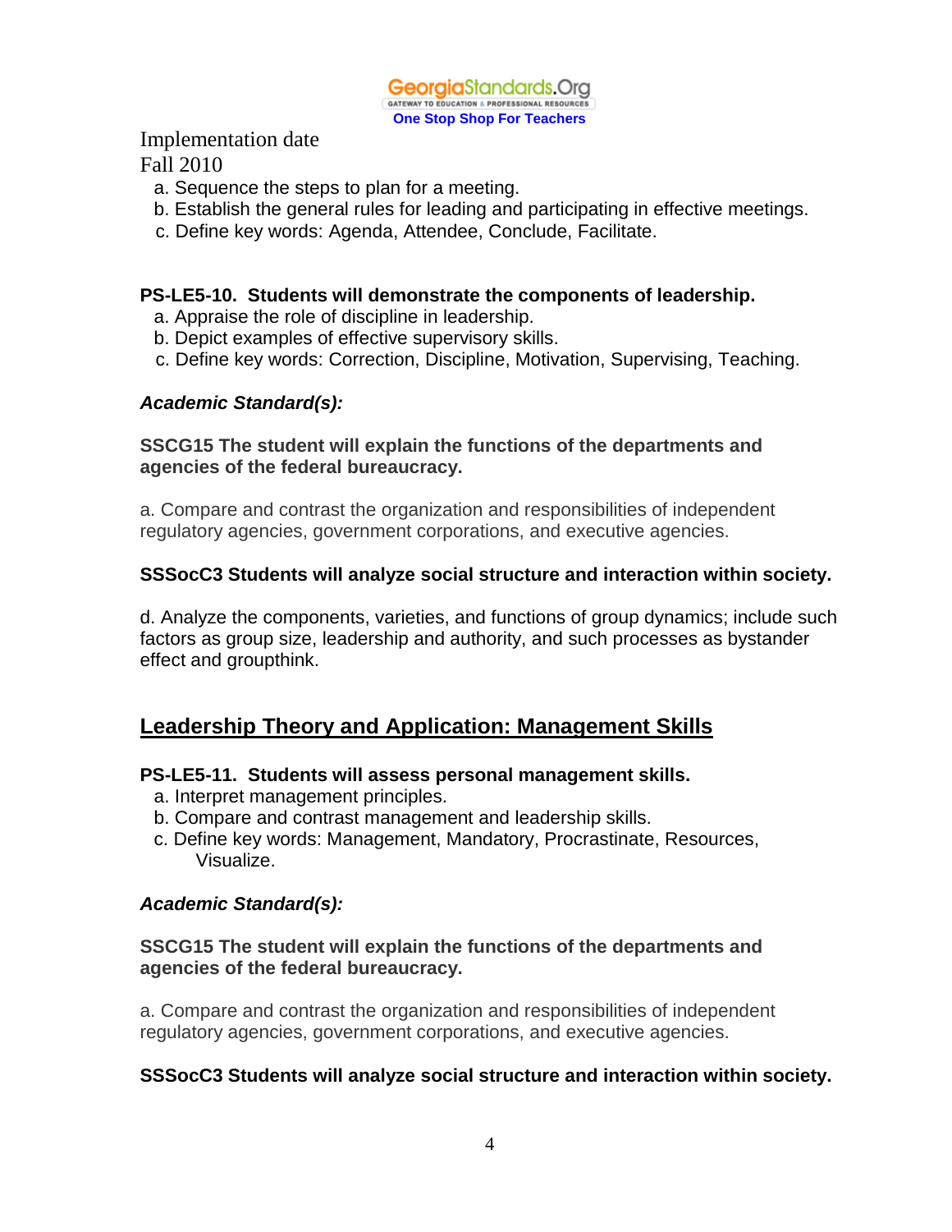Implementation date
Fall 2010

a. Sequence the steps to plan for a meeting.
b. Establish the general rules for leading and participating in effective meetings.
c. Define key words: Agenda, Attendee, Conclude, Facilitate.

**PS-LE5-10. Students will demonstrate the components of leadership.**

a. Appraise the role of discipline in leadership.
b. Depict examples of effective supervisory skills.
c. Define key words: Correction, Discipline, Motivation, Supervising, Teaching.

***Academic Standard(s):***

**SSCG15 The student will explain the functions of the departments and agencies of the federal bureaucracy.**

a. Compare and contrast the organization and responsibilities of independent regulatory agencies, government corporations, and executive agencies.

**SSSocC3 Students will analyze social structure and interaction within society.**

d. Analyze the components, varieties, and functions of group dynamics; include such factors as group size, leadership and authority, and such processes as bystander effect and groupthink.

## Leadership Theory and Application: Management Skills

**PS-LE5-11. Students will assess personal management skills.**

a. Interpret management principles.
b. Compare and contrast management and leadership skills.
c. Define key words: Management, Mandatory, Procrastinate, Resources, Visualize.

***Academic Standard(s):***

**SSCG15 The student will explain the functions of the departments and agencies of the federal bureaucracy.**

a. Compare and contrast the organization and responsibilities of independent regulatory agencies, government corporations, and executive agencies.

**SSSocC3 Students will analyze social structure and interaction within society.**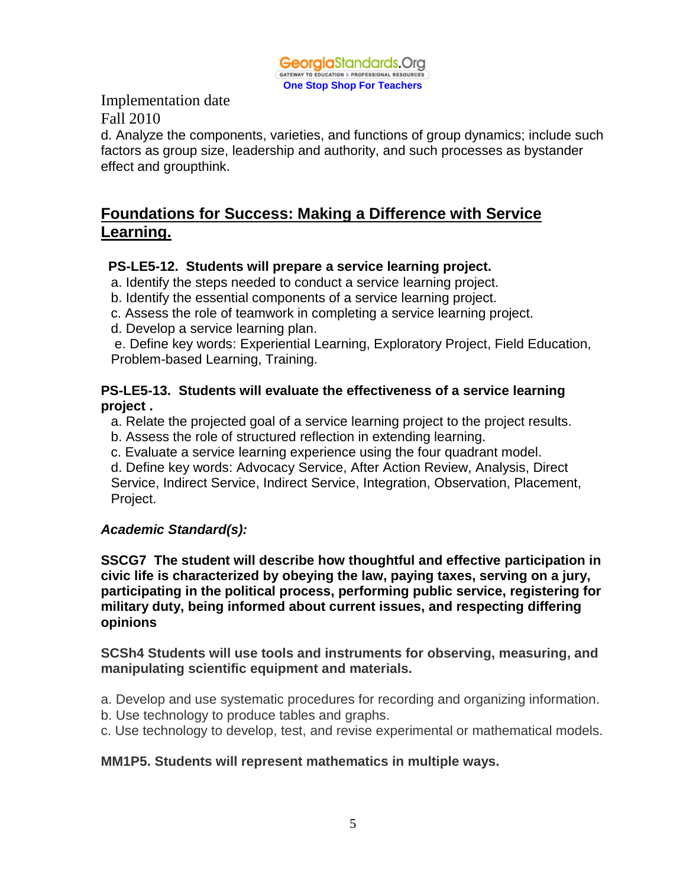Implementation date
Fall 2010

d. Analyze the components, varieties, and functions of group dynamics; include such factors as group size, leadership and authority, and such processes as bystander effect and groupthink.

## Foundations for Success: Making a Difference with Service Learning.

**PS-LE5-12. Students will prepare a service learning project.**

a. Identify the steps needed to conduct a service learning project.
b. Identify the essential components of a service learning project.
c. Assess the role of teamwork in completing a service learning project.
d. Develop a service learning plan.
e. Define key words: Experiential Learning, Exploratory Project, Field Education, Problem-based Learning, Training.

**PS-LE5-13. Students will evaluate the effectiveness of a service learning project .**

a. Relate the projected goal of a service learning project to the project results.
b. Assess the role of structured reflection in extending learning.
c. Evaluate a service learning experience using the four quadrant model.
d. Define key words: Advocacy Service, After Action Review, Analysis, Direct Service, Indirect Service, Indirect Service, Integration, Observation, Placement, Project.

***Academic Standard(s):***

**SSCG7 The student will describe how thoughtful and effective participation in civic life is characterized by obeying the law, paying taxes, serving on a jury, participating in the political process, performing public service, registering for military duty, being informed about current issues, and respecting differing opinions**

**SCSh4 Students will use tools and instruments for observing, measuring, and manipulating scientific equipment and materials.**

a. Develop and use systematic procedures for recording and organizing information.
b. Use technology to produce tables and graphs.
c. Use technology to develop, test, and revise experimental or mathematical models.

**MM1P5. Students will represent mathematics in multiple ways.**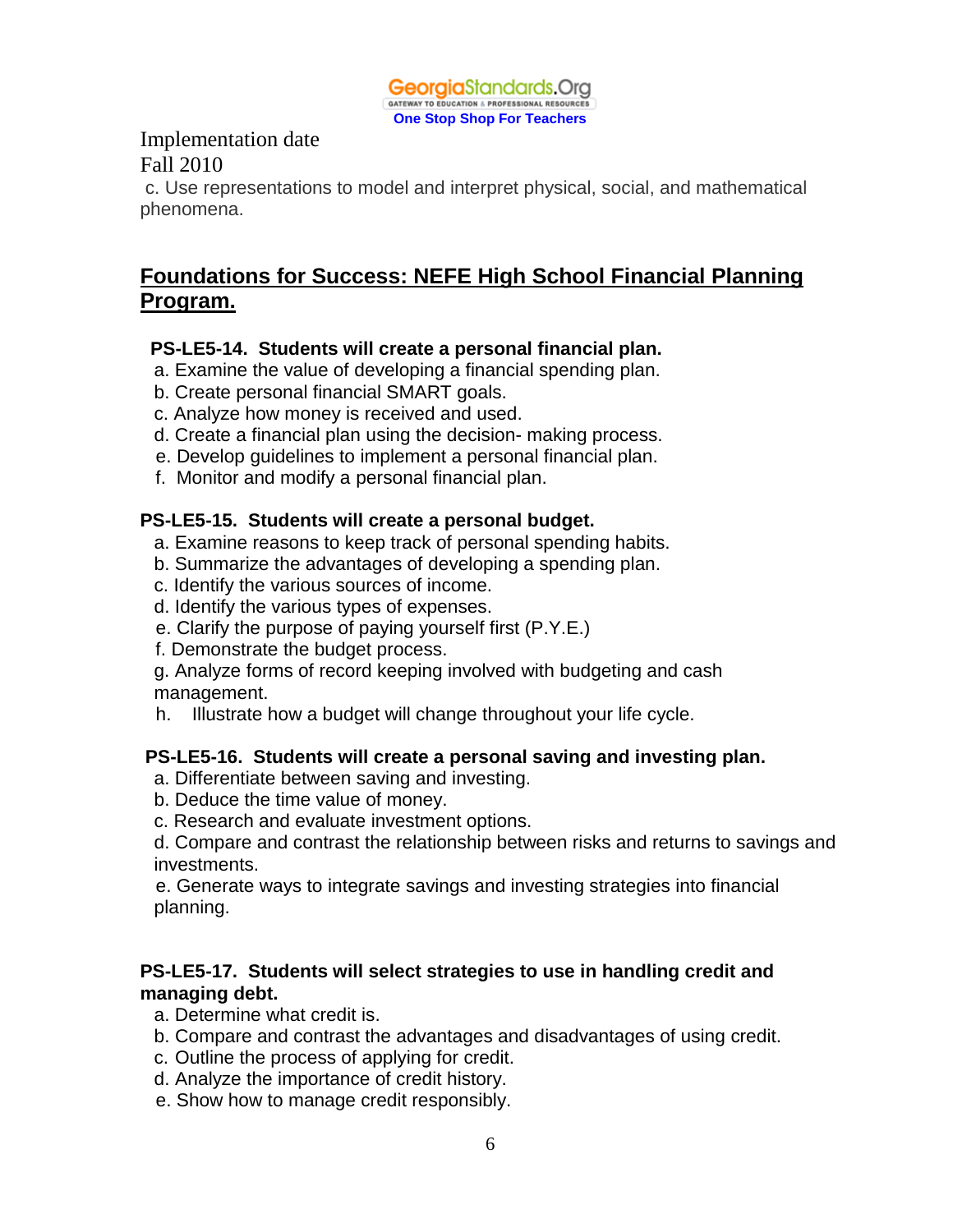Implementation date
Fall 2010

c. Use representations to model and interpret physical, social, and mathematical phenomena.

## Foundations for Success: NEFE High School Financial Planning Program.

**PS-LE5-14. Students will create a personal financial plan.**

a. Examine the value of developing a financial spending plan.
b. Create personal financial SMART goals.
c. Analyze how money is received and used.
d. Create a financial plan using the decision- making process.
e. Develop guidelines to implement a personal financial plan.
f. Monitor and modify a personal financial plan.

**PS-LE5-15. Students will create a personal budget.**

a. Examine reasons to keep track of personal spending habits.
b. Summarize the advantages of developing a spending plan.
c. Identify the various sources of income.
d. Identify the various types of expenses.
e. Clarify the purpose of paying yourself first (P.Y.E.)
f. Demonstrate the budget process.
g. Analyze forms of record keeping involved with budgeting and cash management.
h. Illustrate how a budget will change throughout your life cycle.

**PS-LE5-16. Students will create a personal saving and investing plan.**

a. Differentiate between saving and investing.
b. Deduce the time value of money.
c. Research and evaluate investment options.
d. Compare and contrast the relationship between risks and returns to savings and investments.
e. Generate ways to integrate savings and investing strategies into financial planning.

**PS-LE5-17. Students will select strategies to use in handling credit and managing debt.**

a. Determine what credit is.
b. Compare and contrast the advantages and disadvantages of using credit.
c. Outline the process of applying for credit.
d. Analyze the importance of credit history.
e. Show how to manage credit responsibly.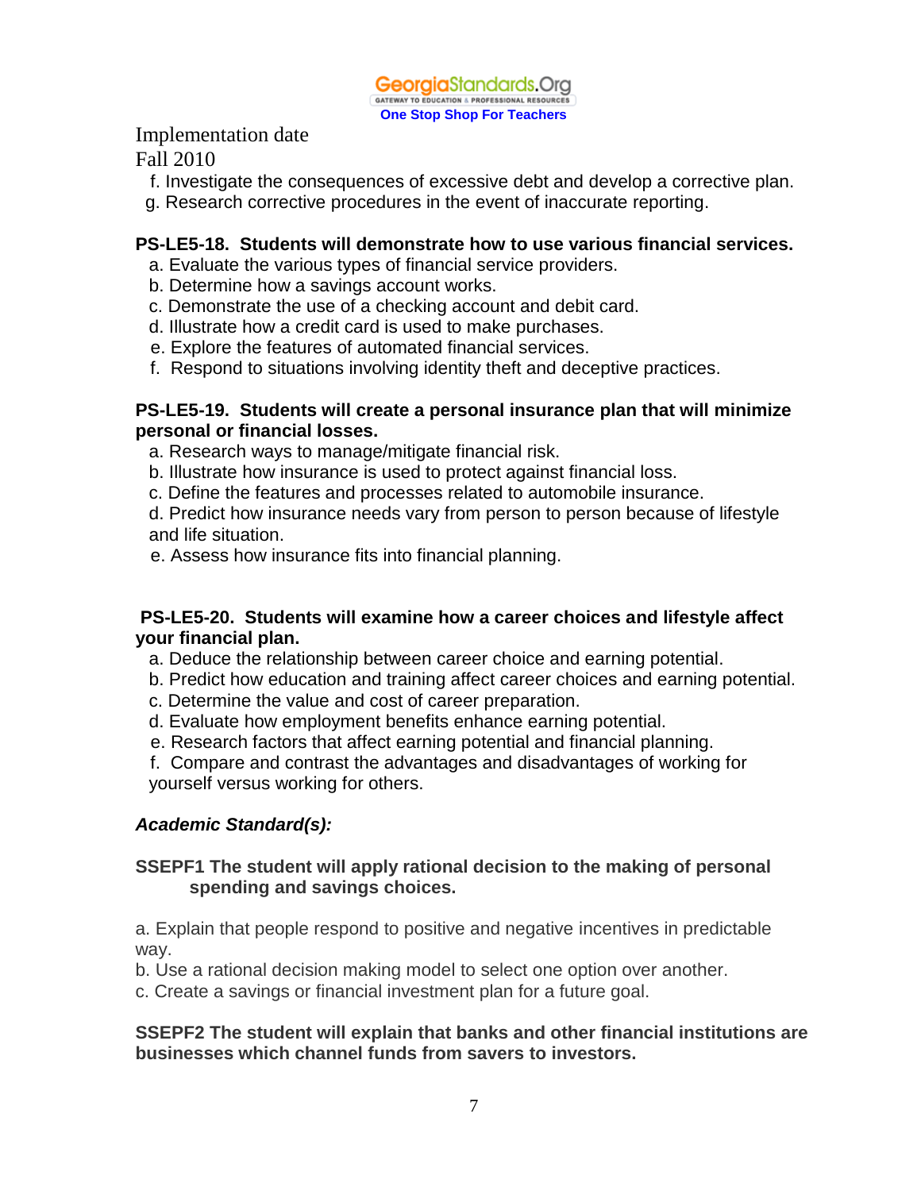Implementation date
Fall 2010

f. Investigate the consequences of excessive debt and develop a corrective plan.
g. Research corrective procedures in the event of inaccurate reporting.

**PS-LE5-18. Students will demonstrate how to use various financial services.**

a. Evaluate the various types of financial service providers.
b. Determine how a savings account works.
c. Demonstrate the use of a checking account and debit card.
d. Illustrate how a credit card is used to make purchases.
e. Explore the features of automated financial services.
f. Respond to situations involving identity theft and deceptive practices.

**PS-LE5-19. Students will create a personal insurance plan that will minimize personal or financial losses.**

a. Research ways to manage/mitigate financial risk.
b. Illustrate how insurance is used to protect against financial loss.
c. Define the features and processes related to automobile insurance.
d. Predict how insurance needs vary from person to person because of lifestyle and life situation.
e. Assess how insurance fits into financial planning.

**PS-LE5-20. Students will examine how a career choices and lifestyle affect your financial plan.**

a. Deduce the relationship between career choice and earning potential.
b. Predict how education and training affect career choices and earning potential.
c. Determine the value and cost of career preparation.
d. Evaluate how employment benefits enhance earning potential.
e. Research factors that affect earning potential and financial planning.
f. Compare and contrast the advantages and disadvantages of working for yourself versus working for others.

***Academic Standard(s):***

**SSEPF1 The student will apply rational decision to the making of personal spending and savings choices.**

a. Explain that people respond to positive and negative incentives in predictable way.
b. Use a rational decision making model to select one option over another.
c. Create a savings or financial investment plan for a future goal.

**SSEPF2 The student will explain that banks and other financial institutions are businesses which channel funds from savers to investors.**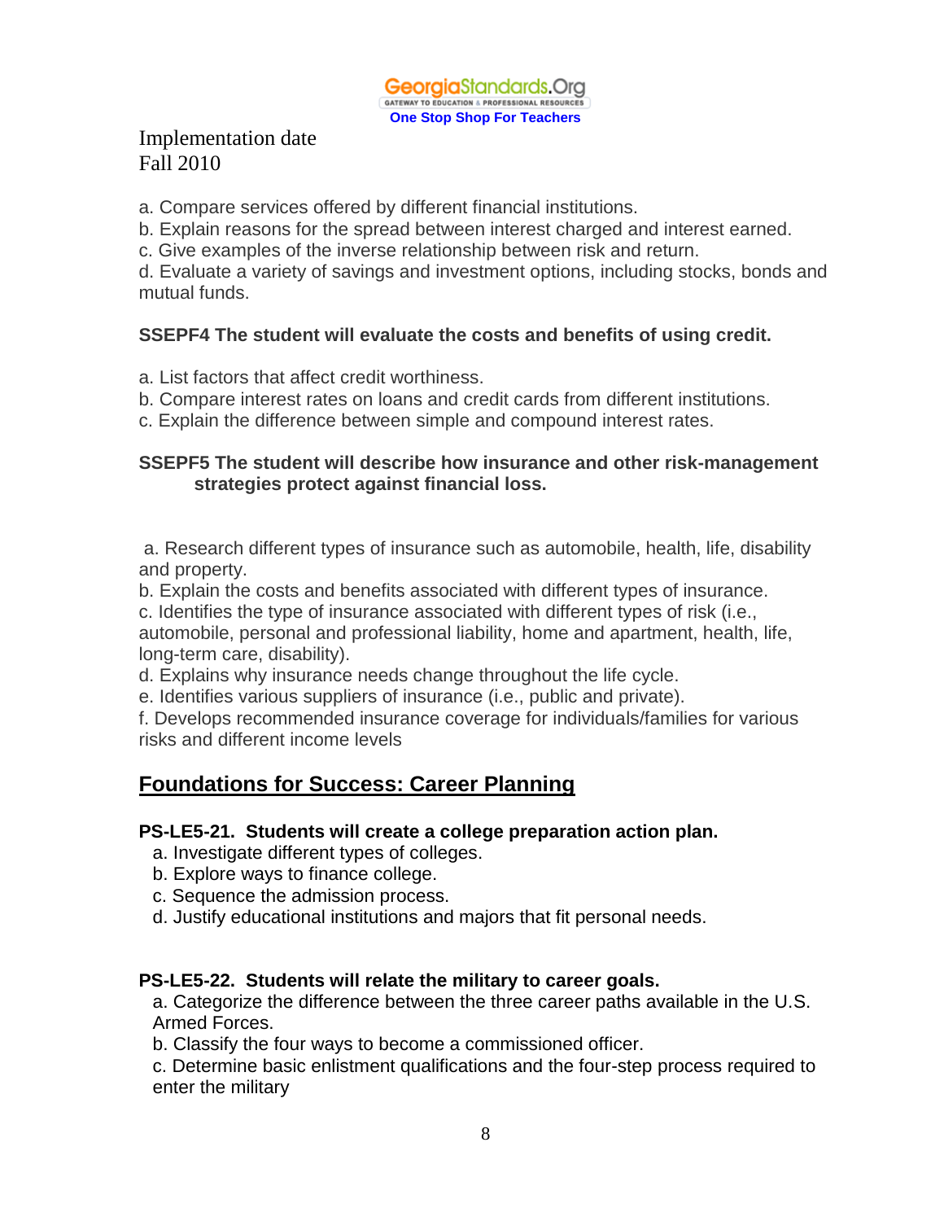Implementation date
Fall 2010

a. Compare services offered by different financial institutions.
b. Explain reasons for the spread between interest charged and interest earned.
c. Give examples of the inverse relationship between risk and return.
d. Evaluate a variety of savings and investment options, including stocks, bonds and mutual funds.

**SSEPF4 The student will evaluate the costs and benefits of using credit.**

a. List factors that affect credit worthiness.
b. Compare interest rates on loans and credit cards from different institutions.
c. Explain the difference between simple and compound interest rates.

**SSEPF5 The student will describe how insurance and other risk-management strategies protect against financial loss.**

a. Research different types of insurance such as automobile, health, life, disability and property.
b. Explain the costs and benefits associated with different types of insurance.
c. Identifies the type of insurance associated with different types of risk (i.e., automobile, personal and professional liability, home and apartment, health, life, long-term care, disability).
d. Explains why insurance needs change throughout the life cycle.
e. Identifies various suppliers of insurance (i.e., public and private).
f. Develops recommended insurance coverage for individuals/families for various risks and different income levels

## Foundations for Success: Career Planning

**PS-LE5-21. Students will create a college preparation action plan.**

a. Investigate different types of colleges.
b. Explore ways to finance college.
c. Sequence the admission process.
d. Justify educational institutions and majors that fit personal needs.

**PS-LE5-22. Students will relate the military to career goals.**

a. Categorize the difference between the three career paths available in the U.S. Armed Forces.
b. Classify the four ways to become a commissioned officer.
c. Determine basic enlistment qualifications and the four-step process required to enter the military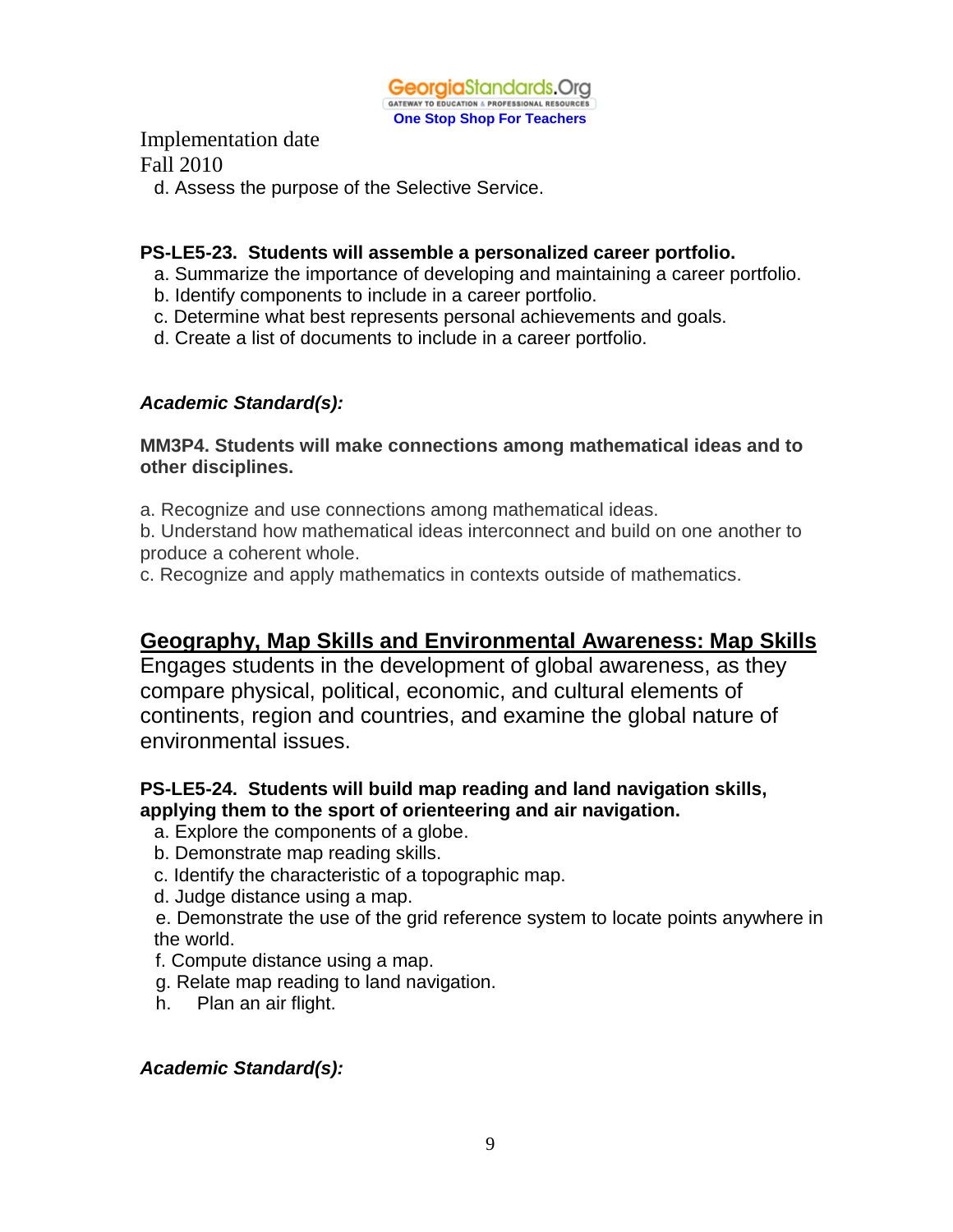Implementation date
Fall 2010

d. Assess the purpose of the Selective Service.

**PS-LE5-23. Students will assemble a personalized career portfolio.**

a. Summarize the importance of developing and maintaining a career portfolio.
b. Identify components to include in a career portfolio.
c. Determine what best represents personal achievements and goals.
d. Create a list of documents to include in a career portfolio.

***Academic Standard(s):***

**MM3P4. Students will make connections among mathematical ideas and to other disciplines.**

a. Recognize and use connections among mathematical ideas.
b. Understand how mathematical ideas interconnect and build on one another to produce a coherent whole.
c. Recognize and apply mathematics in contexts outside of mathematics.

## Geography, Map Skills and Environmental Awareness: Map Skills

Engages students in the development of global awareness, as they compare physical, political, economic, and cultural elements of continents, region and countries, and examine the global nature of environmental issues.

**PS-LE5-24. Students will build map reading and land navigation skills, applying them to the sport of orienteering and air navigation.**

a. Explore the components of a globe.
b. Demonstrate map reading skills.
c. Identify the characteristic of a topographic map.
d. Judge distance using a map.
e. Demonstrate the use of the grid reference system to locate points anywhere in the world.
f. Compute distance using a map.
g. Relate map reading to land navigation.
h. Plan an air flight.

***Academic Standard(s):***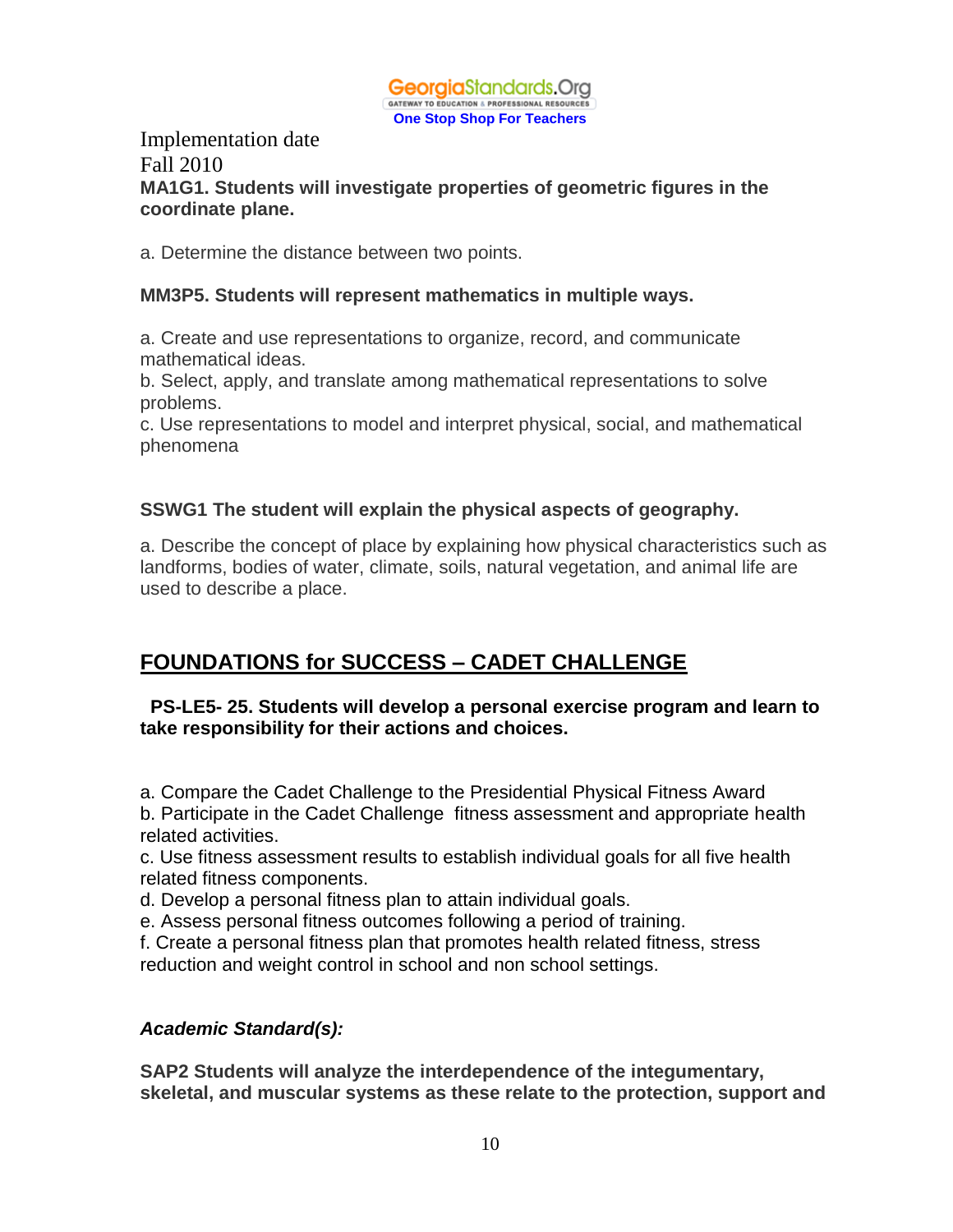Implementation date
Fall 2010

**MA1G1. Students will investigate properties of geometric figures in the coordinate plane.**

a. Determine the distance between two points.

**MM3P5. Students will represent mathematics in multiple ways.**

a. Create and use representations to organize, record, and communicate mathematical ideas.
b. Select, apply, and translate among mathematical representations to solve problems.
c. Use representations to model and interpret physical, social, and mathematical phenomena

**SSWG1 The student will explain the physical aspects of geography.**

a. Describe the concept of place by explaining how physical characteristics such as landforms, bodies of water, climate, soils, natural vegetation, and animal life are used to describe a place.

## FOUNDATIONS for SUCCESS – CADET CHALLENGE

**PS-LE5- 25. Students will develop a personal exercise program and learn to take responsibility for their actions and choices.**

a. Compare the Cadet Challenge to the Presidential Physical Fitness Award
b. Participate in the Cadet Challenge fitness assessment and appropriate health related activities.
c. Use fitness assessment results to establish individual goals for all five health related fitness components.
d. Develop a personal fitness plan to attain individual goals.
e. Assess personal fitness outcomes following a period of training.
f. Create a personal fitness plan that promotes health related fitness, stress reduction and weight control in school and non school settings.

***Academic Standard(s):***

**SAP2 Students will analyze the interdependence of the integumentary, skeletal, and muscular systems as these relate to the protection, support and**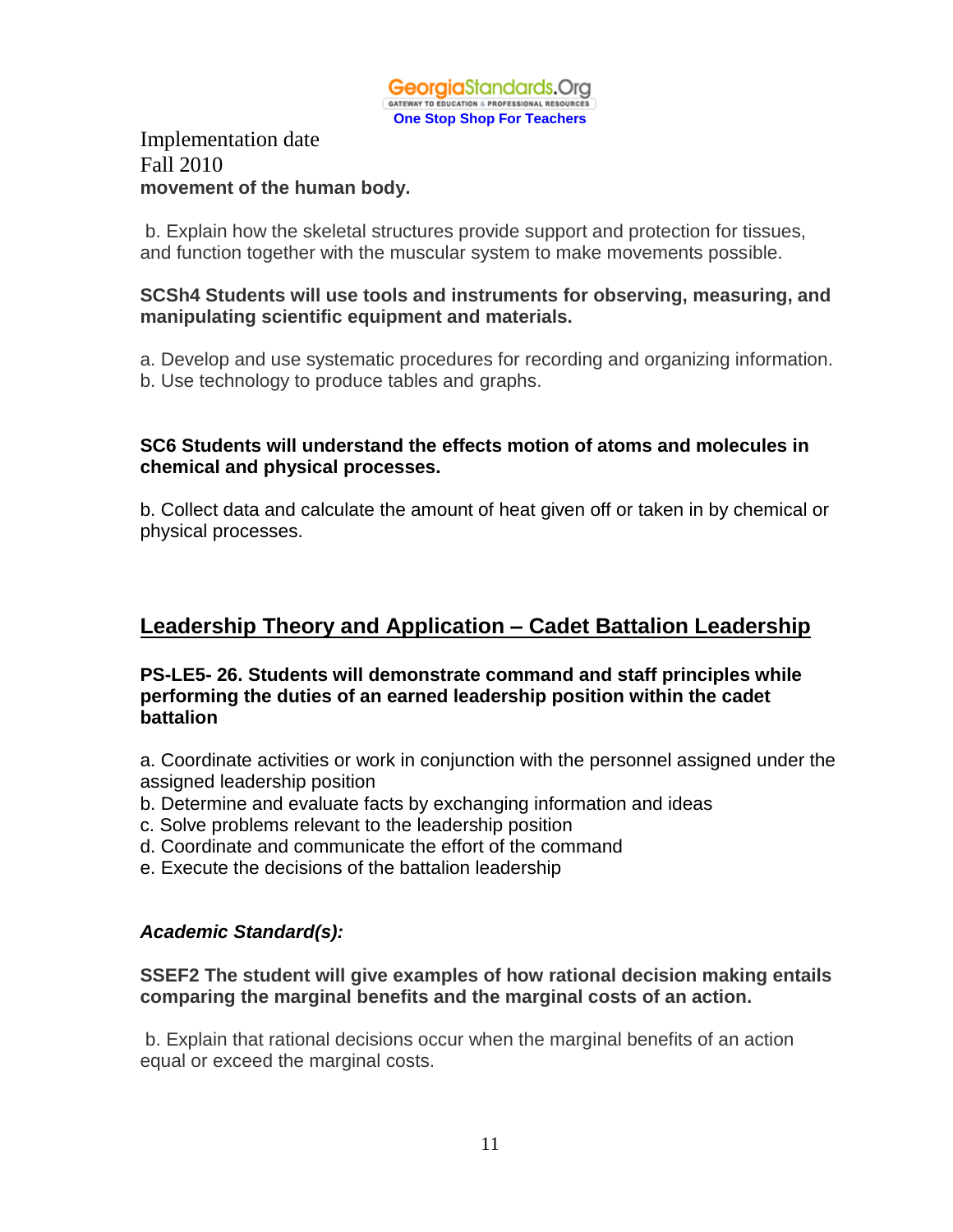Implementation date
Fall 2010
**movement of the human body.**

b. Explain how the skeletal structures provide support and protection for tissues, and function together with the muscular system to make movements possible.

**SCSh4 Students will use tools and instruments for observing, measuring, and manipulating scientific equipment and materials.**

a. Develop and use systematic procedures for recording and organizing information.
b. Use technology to produce tables and graphs.

**SC6 Students will understand the effects motion of atoms and molecules in chemical and physical processes.**

b. Collect data and calculate the amount of heat given off or taken in by chemical or physical processes.

## Leadership Theory and Application – Cadet Battalion Leadership

**PS-LE5- 26. Students will demonstrate command and staff principles while performing the duties of an earned leadership position within the cadet battalion**

a. Coordinate activities or work in conjunction with the personnel assigned under the assigned leadership position
b. Determine and evaluate facts by exchanging information and ideas
c. Solve problems relevant to the leadership position
d. Coordinate and communicate the effort of the command
e. Execute the decisions of the battalion leadership

***Academic Standard(s):***

**SSEF2 The student will give examples of how rational decision making entails comparing the marginal benefits and the marginal costs of an action.**

b. Explain that rational decisions occur when the marginal benefits of an action equal or exceed the marginal costs.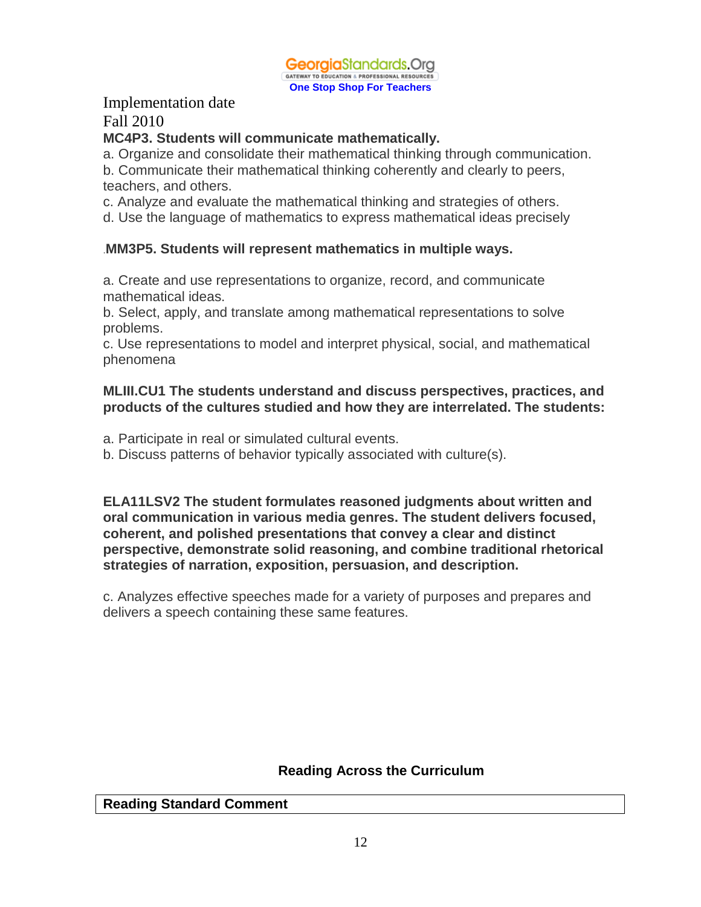GeorgiaStandards.Org
GATEWAY TO EDUCATION & PROFESSIONAL RESOURCES
**One Stop Shop For Teachers**

Implementation date
Fall 2010

**MC4P3. Students will communicate mathematically.**

a. Organize and consolidate their mathematical thinking through communication.
b. Communicate their mathematical thinking coherently and clearly to peers, teachers, and others.
c. Analyze and evaluate the mathematical thinking and strategies of others.
d. Use the language of mathematics to express mathematical ideas precisely

.**MM3P5. Students will represent mathematics in multiple ways.**

a. Create and use representations to organize, record, and communicate mathematical ideas.
b. Select, apply, and translate among mathematical representations to solve problems.
c. Use representations to model and interpret physical, social, and mathematical phenomena

**MLIII.CU1 The students understand and discuss perspectives, practices, and products of the cultures studied and how they are interrelated. The students:**

a. Participate in real or simulated cultural events.
b. Discuss patterns of behavior typically associated with culture(s).

**ELA11LSV2 The student formulates reasoned judgments about written and oral communication in various media genres. The student delivers focused, coherent, and polished presentations that convey a clear and distinct perspective, demonstrate solid reasoning, and combine traditional rhetorical strategies of narration, exposition, persuasion, and description.**

c. Analyzes effective speeches made for a variety of purposes and prepares and delivers a speech containing these same features.

**Reading Across the Curriculum**

| Reading Standard Comment |
|---|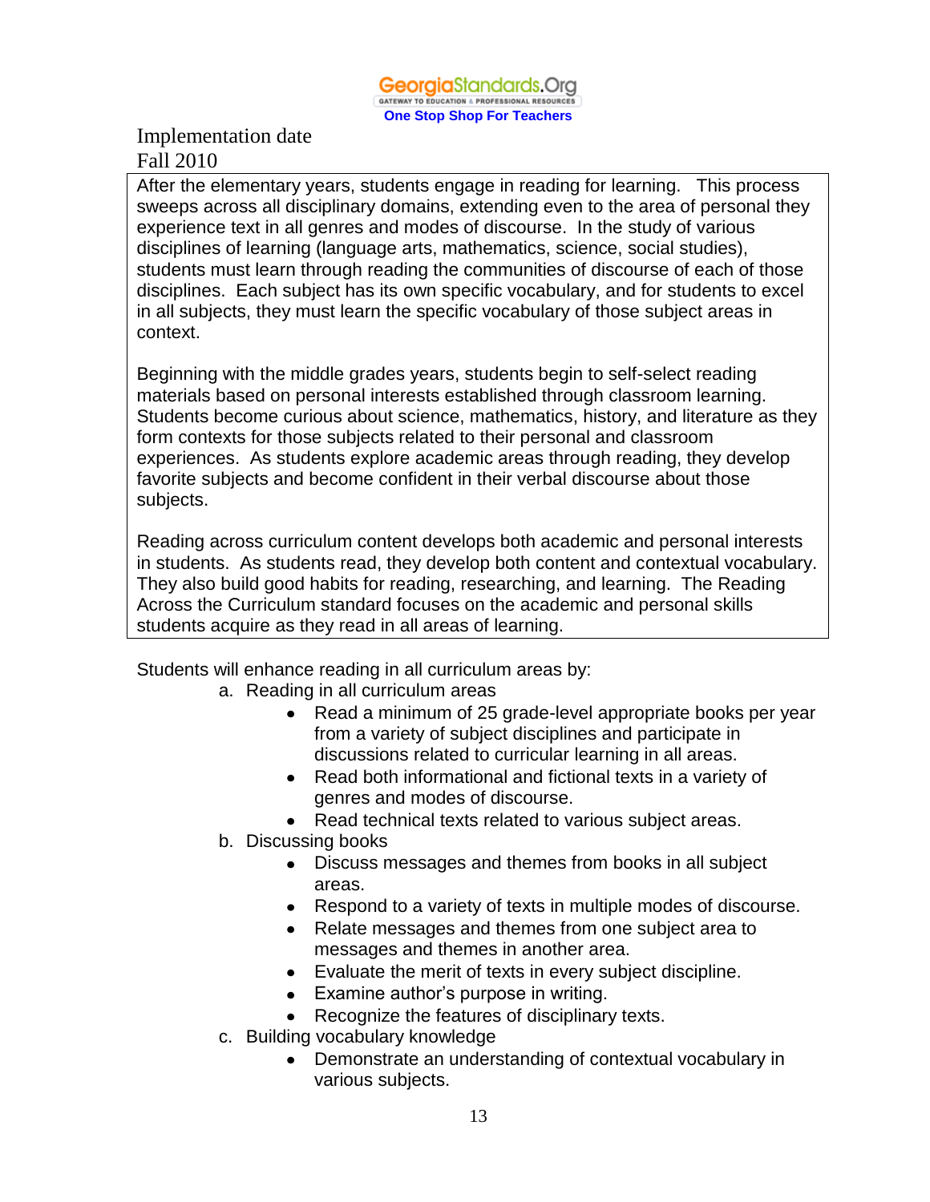Implementation date
Fall 2010

After the elementary years, students engage in reading for learning. This process sweeps across all disciplinary domains, extending even to the area of personal they experience text in all genres and modes of discourse. In the study of various disciplines of learning (language arts, mathematics, science, social studies), students must learn through reading the communities of discourse of each of those disciplines. Each subject has its own specific vocabulary, and for students to excel in all subjects, they must learn the specific vocabulary of those subject areas in context.

Beginning with the middle grades years, students begin to self-select reading materials based on personal interests established through classroom learning. Students become curious about science, mathematics, history, and literature as they form contexts for those subjects related to their personal and classroom experiences. As students explore academic areas through reading, they develop favorite subjects and become confident in their verbal discourse about those subjects.

Reading across curriculum content develops both academic and personal interests in students. As students read, they develop both content and contextual vocabulary. They also build good habits for reading, researching, and learning. The Reading Across the Curriculum standard focuses on the academic and personal skills students acquire as they read in all areas of learning.

Students will enhance reading in all curriculum areas by:

a. Reading in all curriculum areas
   - Read a minimum of 25 grade-level appropriate books per year from a variety of subject disciplines and participate in discussions related to curricular learning in all areas.
   - Read both informational and fictional texts in a variety of genres and modes of discourse.
   - Read technical texts related to various subject areas.

b. Discussing books
   - Discuss messages and themes from books in all subject areas.
   - Respond to a variety of texts in multiple modes of discourse.
   - Relate messages and themes from one subject area to messages and themes in another area.
   - Evaluate the merit of texts in every subject discipline.
   - Examine author's purpose in writing.
   - Recognize the features of disciplinary texts.

c. Building vocabulary knowledge
   - Demonstrate an understanding of contextual vocabulary in various subjects.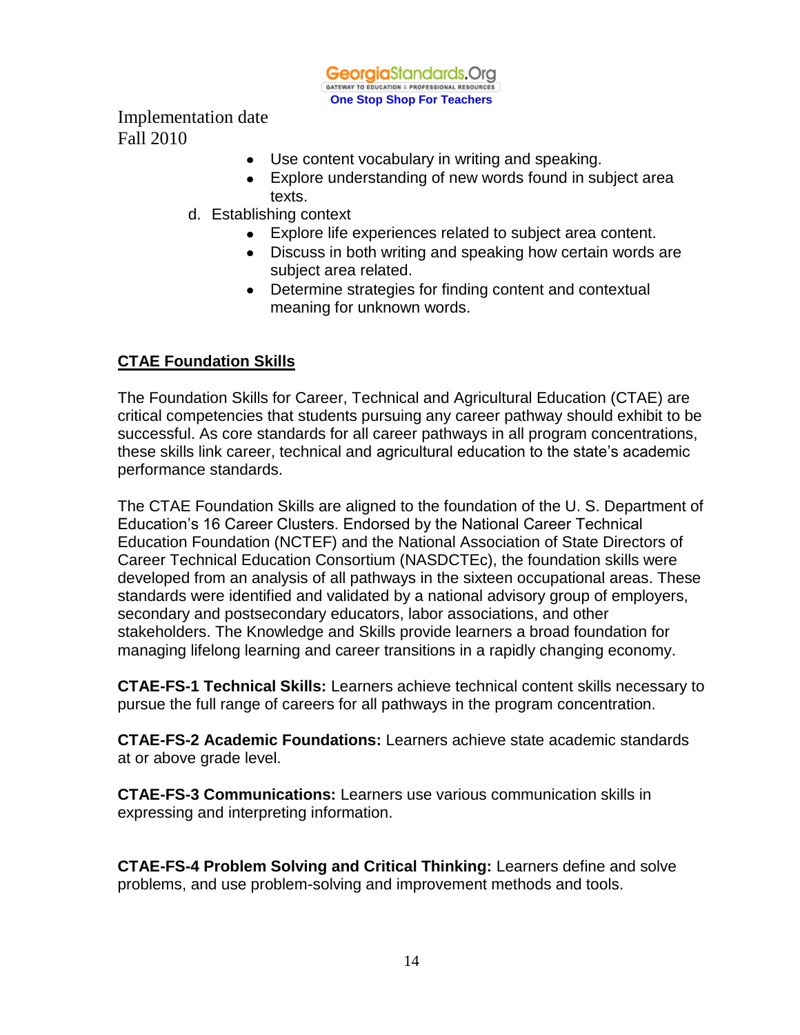- Use content vocabulary in writing and speaking.
- Explore understanding of new words found in subject area texts.

d. Establishing context

- Explore life experiences related to subject area content.
- Discuss in both writing and speaking how certain words are subject area related.
- Determine strategies for finding content and contextual meaning for unknown words.

## CTAE Foundation Skills

The Foundation Skills for Career, Technical and Agricultural Education (CTAE) are critical competencies that students pursuing any career pathway should exhibit to be successful. As core standards for all career pathways in all program concentrations, these skills link career, technical and agricultural education to the state's academic performance standards.

The CTAE Foundation Skills are aligned to the foundation of the U. S. Department of Education's 16 Career Clusters. Endorsed by the National Career Technical Education Foundation (NCTEF) and the National Association of State Directors of Career Technical Education Consortium (NASDCTEc), the foundation skills were developed from an analysis of all pathways in the sixteen occupational areas. These standards were identified and validated by a national advisory group of employers, secondary and postsecondary educators, labor associations, and other stakeholders. The Knowledge and Skills provide learners a broad foundation for managing lifelong learning and career transitions in a rapidly changing economy.

**CTAE-FS-1 Technical Skills:** Learners achieve technical content skills necessary to pursue the full range of careers for all pathways in the program concentration.

**CTAE-FS-2 Academic Foundations:** Learners achieve state academic standards at or above grade level.

**CTAE-FS-3 Communications:** Learners use various communication skills in expressing and interpreting information.

**CTAE-FS-4 Problem Solving and Critical Thinking:** Learners define and solve problems, and use problem-solving and improvement methods and tools.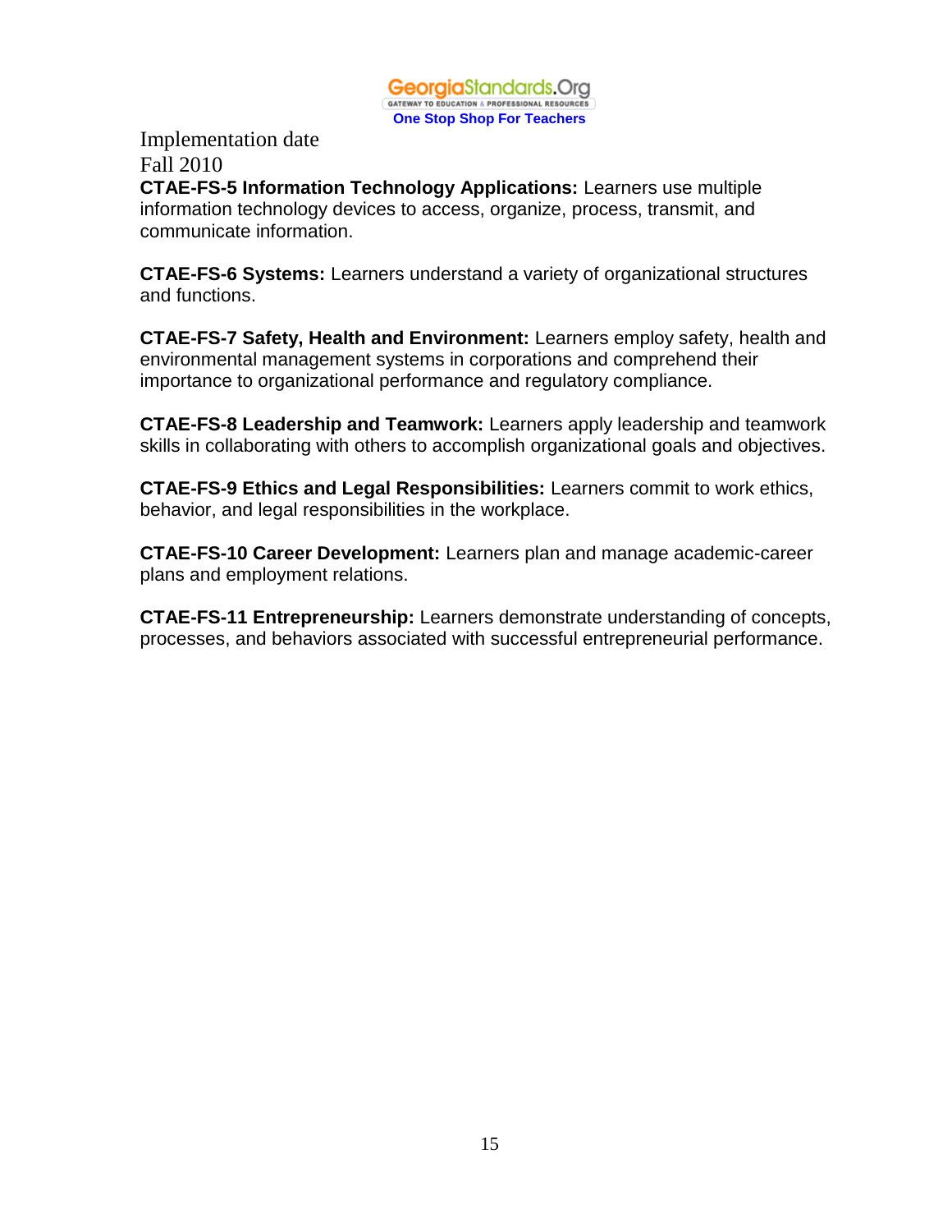Implementation date
Fall 2010

**CTAE-FS-5 Information Technology Applications:** Learners use multiple information technology devices to access, organize, process, transmit, and communicate information.

**CTAE-FS-6 Systems:** Learners understand a variety of organizational structures and functions.

**CTAE-FS-7 Safety, Health and Environment:** Learners employ safety, health and environmental management systems in corporations and comprehend their importance to organizational performance and regulatory compliance.

**CTAE-FS-8 Leadership and Teamwork:** Learners apply leadership and teamwork skills in collaborating with others to accomplish organizational goals and objectives.

**CTAE-FS-9 Ethics and Legal Responsibilities:** Learners commit to work ethics, behavior, and legal responsibilities in the workplace.

**CTAE-FS-10 Career Development:** Learners plan and manage academic-career plans and employment relations.

**CTAE-FS-11 Entrepreneurship:** Learners demonstrate understanding of concepts, processes, and behaviors associated with successful entrepreneurial performance.